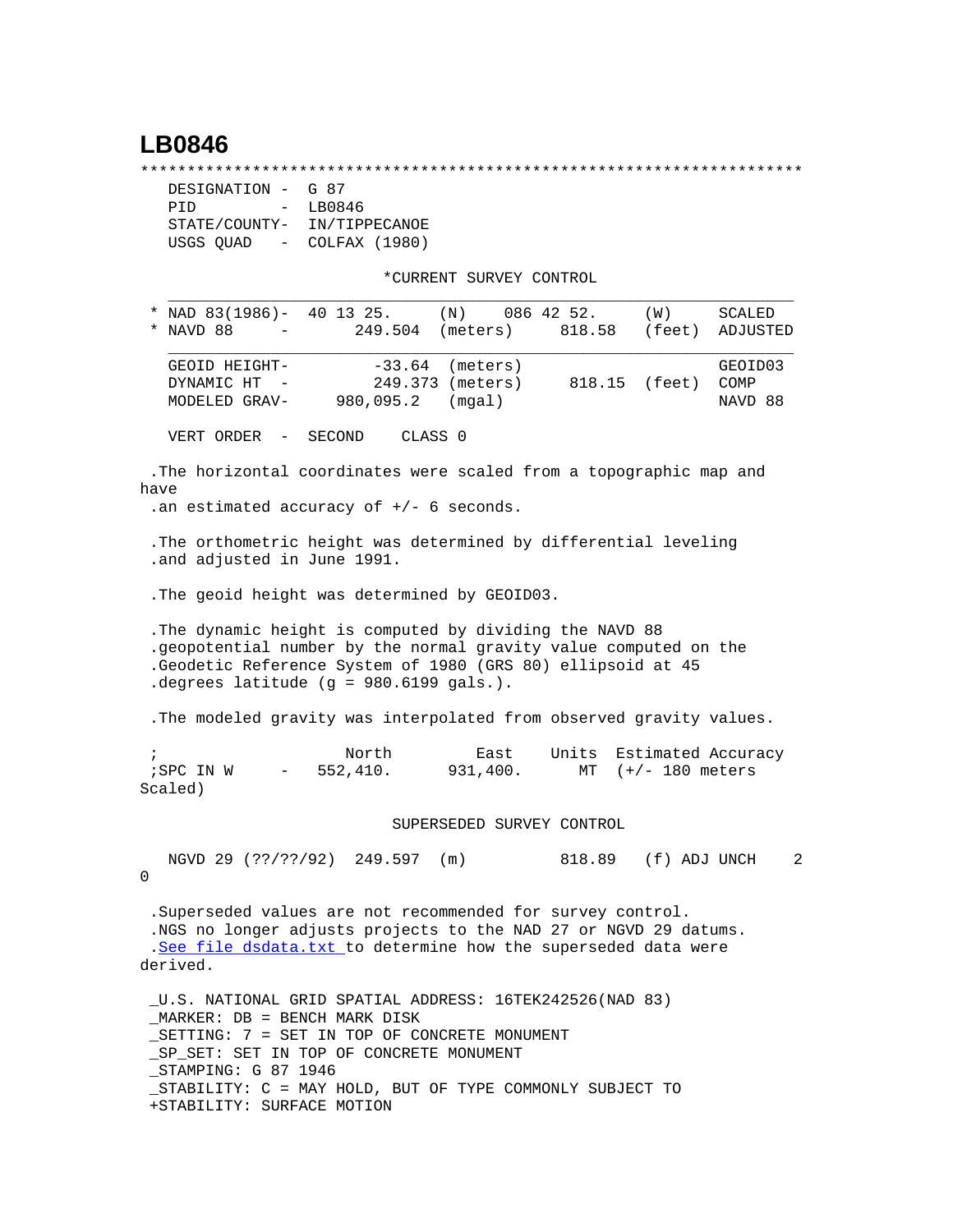# LB0846

```
***********************************************************************
   DESIGNATION -  G 87
   PID         -  LB0846
   STATE/COUNTY-  IN/TIPPECANOE
   USGS QUAD   -  COLFAX (1980)

                         *CURRENT SURVEY CONTROL
   ___________________________________________________________________
 * NAD 83(1986)-  40 13 25.     (N)    086 42 52.     (W)     SCALED
 * NAVD 88     -       249.504  (meters)     818.58   (feet)  ADJUSTED
   ___________________________________________________________________
   GEOID HEIGHT-         -33.64  (meters)                     GEOID03
   DYNAMIC HT  -        249.373 (meters)      818.15  (feet)  COMP
   MODELED GRAV-     980,095.2   (mgal)                       NAVD 88

   VERT ORDER  -  SECOND     CLASS 0

 .The horizontal coordinates were scaled from a topographic map and
have
 .an estimated accuracy of +/- 6 seconds.

 .The orthometric height was determined by differential leveling
 .and adjusted in June 1991.

 .The geoid height was determined by GEOID03.

 .The dynamic height is computed by dividing the NAVD 88
 .geopotential number by the normal gravity value computed on the
 .Geodetic Reference System of 1980 (GRS 80) ellipsoid at 45
 .degrees latitude (g = 980.6199 gals.).

 .The modeled gravity was interpolated from observed gravity values.

 ;                   North         East    Units  Estimated Accuracy
 ;SPC IN W     -   552,410.      931,400.     MT  (+/- 180 meters
Scaled)

                         SUPERSEDED SURVEY CONTROL

   NGVD 29 (??/??/92)  249.597  (m)          818.89   (f) ADJ UNCH    2
0

 .Superseded values are not recommended for survey control.
 .NGS no longer adjusts projects to the NAD 27 or NGVD 29 datums.
 .See file dsdata.txt to determine how the superseded data were
derived.

 _U.S. NATIONAL GRID SPATIAL ADDRESS: 16TEK242526(NAD 83)
 _MARKER: DB = BENCH MARK DISK
 _SETTING: 7 = SET IN TOP OF CONCRETE MONUMENT
 _SP_SET: SET IN TOP OF CONCRETE MONUMENT
 _STAMPING: G 87 1946
 _STABILITY: C = MAY HOLD, BUT OF TYPE COMMONLY SUBJECT TO
 +STABILITY: SURFACE MOTION
```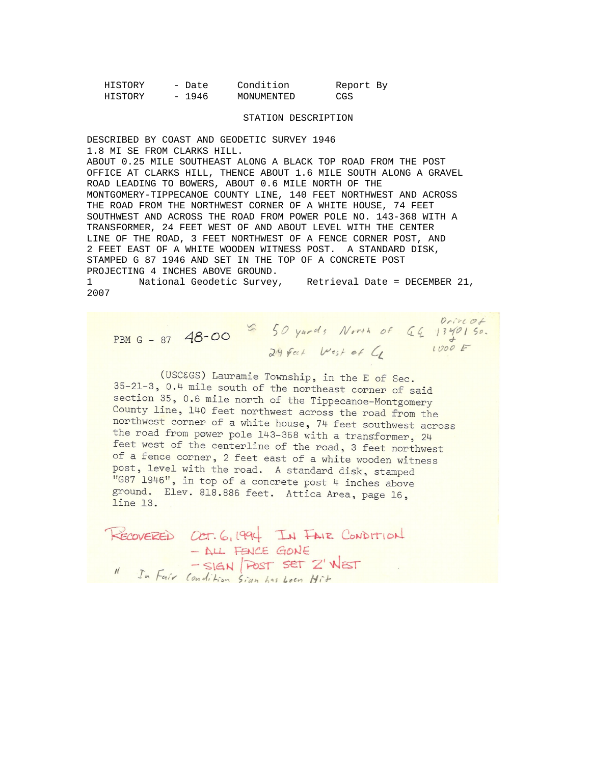```
HISTORY     - Date      Condition         Report By
HISTORY     - 1946      MONUMENTED        CGS
```

STATION DESCRIPTION

DESCRIBED BY COAST AND GEODETIC SURVEY 1946
1.8 MI SE FROM CLARKS HILL.
ABOUT 0.25 MILE SOUTHEAST ALONG A BLACK TOP ROAD FROM THE POST OFFICE AT CLARKS HILL, THENCE ABOUT 1.6 MILE SOUTH ALONG A GRAVEL ROAD LEADING TO BOWERS, ABOUT 0.6 MILE NORTH OF THE MONTGOMERY-TIPPECANOE COUNTY LINE, 140 FEET NORTHWEST AND ACROSS THE ROAD FROM THE NORTHWEST CORNER OF A WHITE HOUSE, 74 FEET SOUTHWEST AND ACROSS THE ROAD FROM POWER POLE NO. 143-368 WITH A TRANSFORMER, 24 FEET WEST OF AND ABOUT LEVEL WITH THE CENTER LINE OF THE ROAD, 3 FEET NORTHWEST OF A FENCE CORNER POST, AND 2 FEET EAST OF A WHITE WOODEN WITNESS POST. A STANDARD DISK, STAMPED G 87 1946 AND SET IN THE TOP OF A CONCRETE POST PROJECTING 4 INCHES ABOVE GROUND.

1 National Geodetic Survey, Retrieval Date = DECEMBER 21, 2007

---

PBM G - 87 48-00 ≅ 50 yards North of CL
24 feet West of CL
Drive of 13401 So. & 1000 E

(USC&GS) Lauramie Township, in the E of Sec. 35-21-3, 0.4 mile south of the northeast corner of said section 35, 0.6 mile north of the Tippecanoe-Montgomery County line, 140 feet northwest across the road from the northwest corner of a white house, 74 feet southwest across the road from power pole 143-368 with a transformer, 24 feet west of the centerline of the road, 3 feet northwest of a fence corner, 2 feet east of a white wooden witness post, level with the road. A standard disk, stamped "G87 1946", in top of a concrete post 4 inches above ground. Elev. 818.886 feet. Attica Area, page 16, line 13.

RECOVERED OCT. 6, 1994 IN FAIR CONDITION
- ALL FENCE GONE
- SIGN / POST SET 2' WEST

" In Fair Condition Sign has been Hit